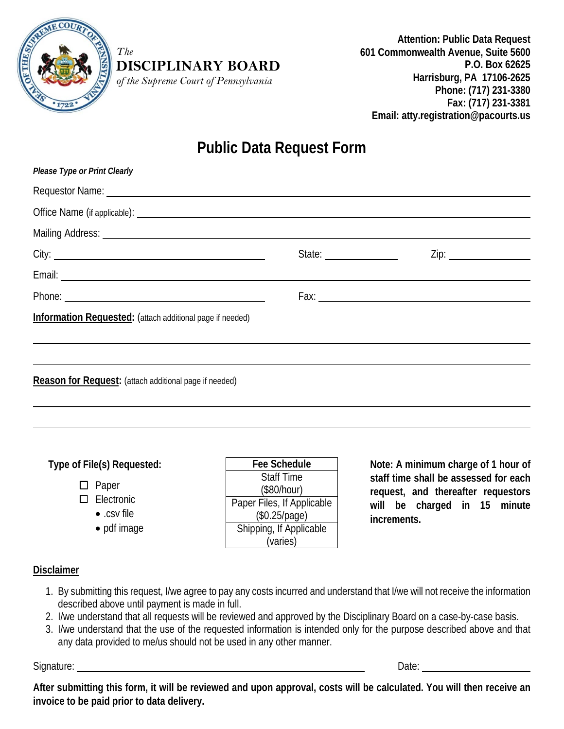*The*
**DISCIPLINARY BOARD**
*of the Supreme Court of Pennsylvania*

**Attention: Public Data Request**
**601 Commonwealth Avenue, Suite 5600**
**P.O. Box 62625**
**Harrisburg, PA 17106-2625**
**Phone: (717) 231-3380**
**Fax: (717) 231-3381**
**Email: atty.registration@pacourts.us**

# Public Data Request Form

***Please Type or Print Clearly***

Requestor Name: ______________________________________________

Office Name (if applicable): ______________________________________________

Mailing Address: ______________________________________________

City: ____________________ State: __________ Zip: __________

Email: ______________________________________________

Phone: ____________________ Fax: ____________________

**Information Requested:** (attach additional page if needed)

______________________________________________

______________________________________________

**Reason for Request:** (attach additional page if needed)

______________________________________________

______________________________________________

**Type of File(s) Requested:**

- ☐ Paper
- ☐ Electronic
  - .csv file
  - pdf image

| Fee Schedule |
|---|
| Staff Time ($80/hour) |
| Paper Files, If Applicable ($0.25/page) |
| Shipping, If Applicable (varies) |

**Note: A minimum charge of 1 hour of staff time shall be assessed for each request, and thereafter requestors will be charged in 15 minute increments.**

**Disclaimer**

1. By submitting this request, I/we agree to pay any costs incurred and understand that I/we will not receive the information described above until payment is made in full.
2. I/we understand that all requests will be reviewed and approved by the Disciplinary Board on a case-by-case basis.
3. I/we understand that the use of the requested information is intended only for the purpose described above and that any data provided to me/us should not be used in any other manner.

Signature: ______________________________ Date: ____________

**After submitting this form, it will be reviewed and upon approval, costs will be calculated. You will then receive an invoice to be paid prior to data delivery.**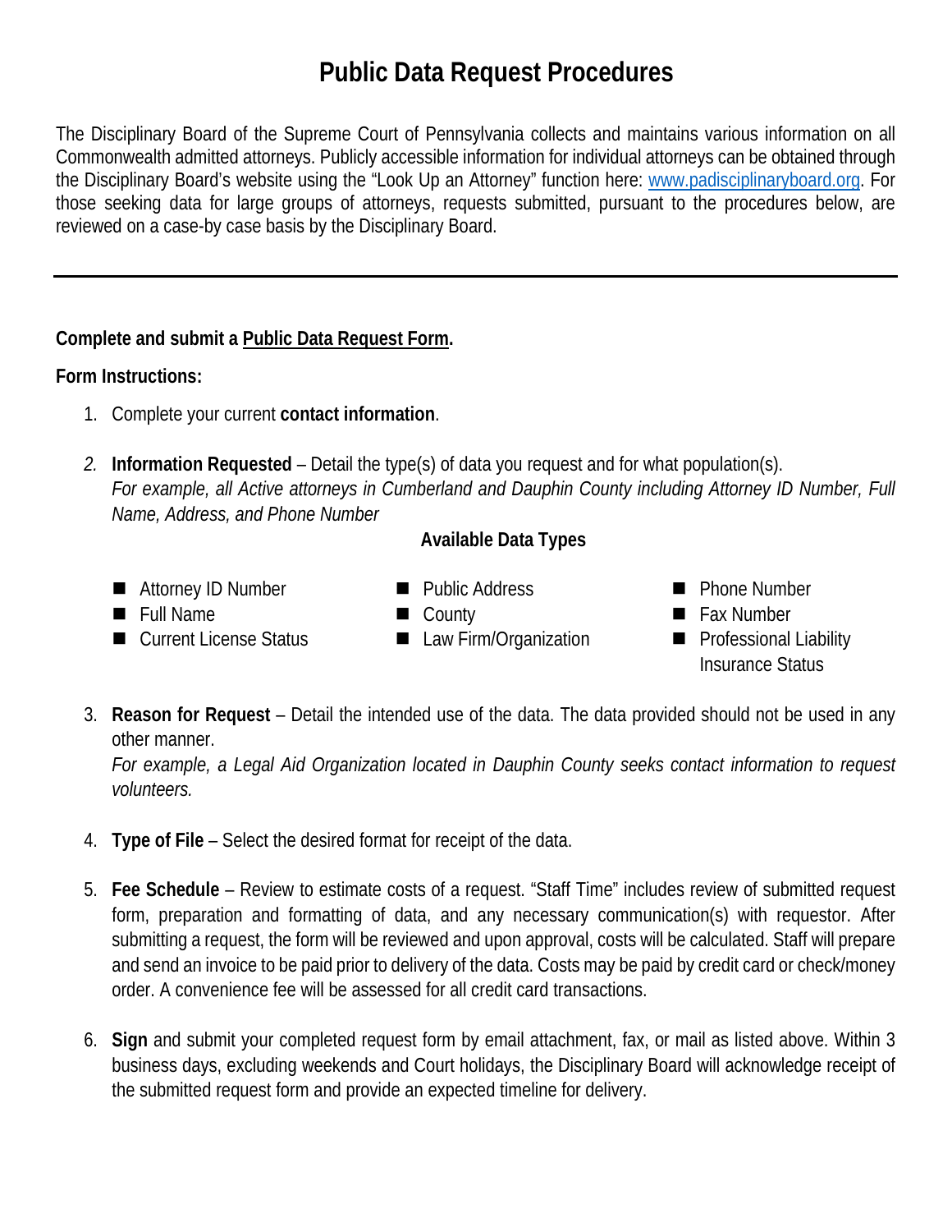# Public Data Request Procedures

The Disciplinary Board of the Supreme Court of Pennsylvania collects and maintains various information on all Commonwealth admitted attorneys. Publicly accessible information for individual attorneys can be obtained through the Disciplinary Board's website using the "Look Up an Attorney" function here: [www.padisciplinaryboard.org](www.padisciplinaryboard.org). For those seeking data for large groups of attorneys, requests submitted, pursuant to the procedures below, are reviewed on a case-by case basis by the Disciplinary Board.

---

**Complete and submit a Public Data Request Form.**

**Form Instructions:**

1. Complete your current **contact information**.

2. **Information Requested** – Detail the type(s) of data you request and for what population(s).
   *For example, all Active attorneys in Cumberland and Dauphin County including Attorney ID Number, Full Name, Address, and Phone Number*

   **Available Data Types**

   - Attorney ID Number
   - Full Name
   - Current License Status
   - Public Address
   - County
   - Law Firm/Organization
   - Phone Number
   - Fax Number
   - Professional Liability Insurance Status

3. **Reason for Request** – Detail the intended use of the data. The data provided should not be used in any other manner.
   *For example, a Legal Aid Organization located in Dauphin County seeks contact information to request volunteers.*

4. **Type of File** – Select the desired format for receipt of the data.

5. **Fee Schedule** – Review to estimate costs of a request. "Staff Time" includes review of submitted request form, preparation and formatting of data, and any necessary communication(s) with requestor. After submitting a request, the form will be reviewed and upon approval, costs will be calculated. Staff will prepare and send an invoice to be paid prior to delivery of the data. Costs may be paid by credit card or check/money order. A convenience fee will be assessed for all credit card transactions.

6. **Sign** and submit your completed request form by email attachment, fax, or mail as listed above. Within 3 business days, excluding weekends and Court holidays, the Disciplinary Board will acknowledge receipt of the submitted request form and provide an expected timeline for delivery.